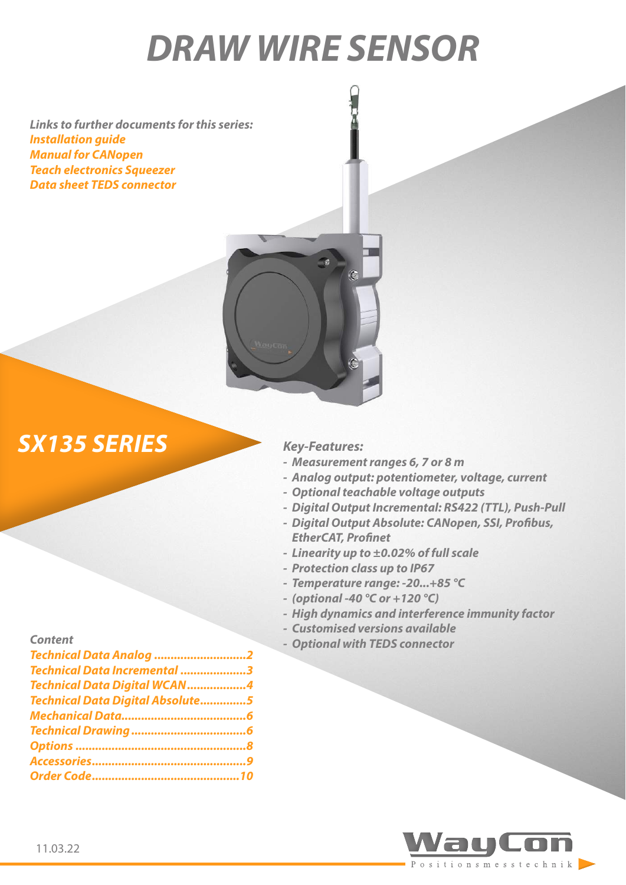# DRAW WIRE SENSOR

*Links to further documents for this series:*
*Installation guide*
*Manual for CANopen*
*Teach electronics Squeezer*
*Data sheet TEDS connector*

## SX135 SERIES

*Key-Features:*

- *Measurement ranges 6, 7 or 8 m*
- *Analog output: potentiometer, voltage, current*
- *Optional teachable voltage outputs*
- *Digital Output Incremental: RS422 (TTL), Push-Pull*
- *Digital Output Absolute: CANopen, SSI, Profibus, EtherCAT, Profinet*
- *Linearity up to ±0.02% of full scale*
- *Protection class up to IP67*
- *Temperature range: -20...+85 °C*
- *(optional -40 °C or +120 °C)*
- *High dynamics and interference immunity factor*
- *Customised versions available*
- *Optional with TEDS connector*

*Content*

- Technical Data Analog ............................2
- Technical Data Incremental ....................3
- Technical Data Digital WCAN..................4
- Technical Data Digital Absolute..............5
- Mechanical Data......................................6
- Technical Drawing ...................................6
- Options ....................................................8
- Accessories...............................................9
- Order Code.............................................10

11.03.22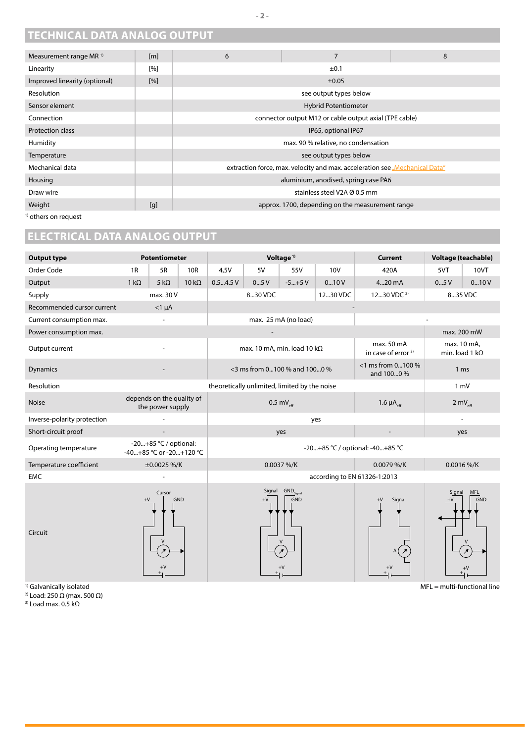## TECHNICAL DATA ANALOG OUTPUT

| Measurement range MR [1] | [m] | 6 | 7 | 8 |
|---|---|---|---|---|
| Linearity | [%] | ±0.1 | | |
| Improved linearity (optional) | [%] | ±0.05 | | |
| Resolution | | see output types below | | |
| Sensor element | | Hybrid Potentiometer | | |
| Connection | | connector output M12 or cable output axial (TPE cable) | | |
| Protection class | | IP65, optional IP67 | | |
| Humidity | | max. 90 % relative, no condensation | | |
| Temperature | | see output types below | | |
| Mechanical data | | extraction force, max. velocity and max. acceleration see „Mechanical Data" | | |
| Housing | | aluminium, anodised, spring case PA6 | | |
| Draw wire | | stainless steel V2A Ø 0.5 mm | | |
| Weight | [g] | approx. 1700, depending on the measurement range | | |

[1] others on request

## ELECTRICAL DATA ANALOG OUTPUT

| Output type | Potentiometer | | | Voltage [1] | | | | Current | Voltage (teachable) | |
|---|---|---|---|---|---|---|---|---|---|---|
| Order Code | 1R | 5R | 10R | 4,5V | 5V | 55V | 10V | 420A | 5VT | 10VT |
| Output | 1 kΩ | 5 kΩ | 10 kΩ | 0.5...4.5 V | 0...5 V | -5...+5 V | 0...10 V | 4...20 mA | 0...5 V | 0...10 V |
| Supply | max. 30 V | | | 8...30 VDC | | | 12...30 VDC | 12...30 VDC [2] | 8...35 VDC | |
| Recommended cursor current | <1 µA | | | - | | | | | | |
| Current consumption max. | - | | | max. 25 mA (no load) | | | | - | | |
| Power consumption max. | - | | | | | | | | max. 200 mW | |
| Output current | - | | | max. 10 mA, min. load 10 kΩ | | | | max. 50 mA in case of error [3] | max. 10 mA, min. load 1 kΩ | |
| Dynamics | - | | | <3 ms from 0...100 % and 100...0 % | | | | <1 ms from 0...100 % and 100...0 % | 1 ms | |
| Resolution | theoretically unlimited, limited by the noise | | | | | | | | 1 mV | |
| Noise | depends on the quality of the power supply | | | 0.5 $mV_{eff}$ | | | | 1.6 $\mu A_{eff}$ | 2 $mV_{eff}$ | |
| Inverse-polarity protection | - | | | yes | | | | | - | |
| Short-circuit proof | - | | | yes | | | | - | yes | |
| Operating temperature | -20...+85 °C / optional: -40...+85 °C or -20...+120 °C | | | -20...+85 °C / optional: -40...+85 °C | | | | | | |
| Temperature coefficient | ±0.0025 %/K | | | 0.0037 %/K | | | | 0.0079 %/K | 0.0016 %/K | |
| EMC | - | | | according to EN 61326-1:2013 | | | | | | |
| Circuit | Cursor, +V, GND | | | Signal, $GND_{Signal}$, +V, GND | | | | +V, Signal | Signal, MFL, +V, GND | |

[1] Galvanically isolated
[2] Load: 250 Ω (max. 500 Ω)
[3] Load max. 0.5 kΩ

MFL = multi-functional line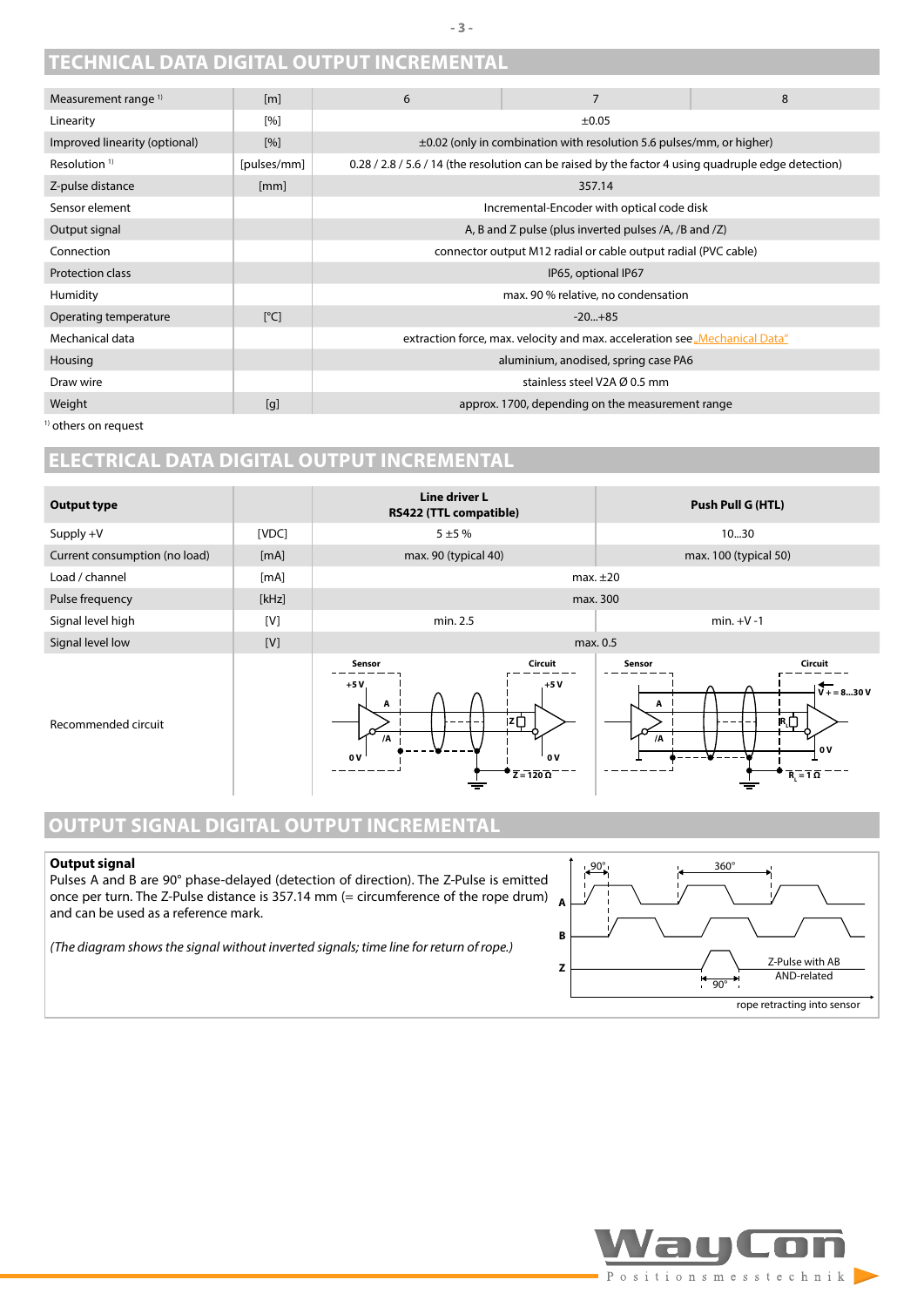## TECHNICAL DATA DIGITAL OUTPUT INCREMENTAL

| Measurement range [1] | [m] | 6 | 7 | 8 |
|---|---|---|---|---|
| Linearity | [%] | ±0.05 | | |
| Improved linearity (optional) | [%] | ±0.02 (only in combination with resolution 5.6 pulses/mm, or higher) | | |
| Resolution [1] | [pulses/mm] | 0.28 / 2.8 / 5.6 / 14 (the resolution can be raised by the factor 4 using quadruple edge detection) | | |
| Z-pulse distance | [mm] | 357.14 | | |
| Sensor element | | Incremental-Encoder with optical code disk | | |
| Output signal | | A, B and Z pulse (plus inverted pulses /A, /B and /Z) | | |
| Connection | | connector output M12 radial or cable output radial (PVC cable) | | |
| Protection class | | IP65, optional IP67 | | |
| Humidity | | max. 90 % relative, no condensation | | |
| Operating temperature | [°C] | -20...+85 | | |
| Mechanical data | | extraction force, max. velocity and max. acceleration see „Mechanical Data" | | |
| Housing | | aluminium, anodised, spring case PA6 | | |
| Draw wire | | stainless steel V2A Ø 0.5 mm | | |
| Weight | [g] | approx. 1700, depending on the measurement range | | |

[1] others on request

## ELECTRICAL DATA DIGITAL OUTPUT INCREMENTAL

| Output type | | Line driver L RS422 (TTL compatible) | Push Pull G (HTL) |
|---|---|---|---|
| Supply +V | [VDC] | 5 ±5 % | 10...30 |
| Current consumption (no load) | [mA] | max. 90 (typical 40) | max. 100 (typical 50) |
| Load / channel | [mA] | max. ±20 | |
| Pulse frequency | [kHz] | max. 300 | |
| Signal level high | [V] | min. 2.5 | min. +V -1 |
| Signal level low | [V] | max. 0.5 | |
| Recommended circuit | | Sensor / Circuit: +5 V, A, /A, 0 V, Z = 120 Ω | Sensor / Circuit: V+ = 8...30 V, A, /A, 0 V, $R_L$ = 1 Ω |

## OUTPUT SIGNAL DIGITAL OUTPUT INCREMENTAL

**Output signal**
Pulses A and B are 90° phase-delayed (detection of direction). The Z-Pulse is emitted once per turn. The Z-Pulse distance is 357.14 mm (= circumference of the rope drum) and can be used as a reference mark.

*(The diagram shows the signal without inverted signals; time line for return of rope.)*

Diagram labels: A, B, Z; 90°; 360°; Z-Pulse with AB AND-related; 90°; rope retracting into sensor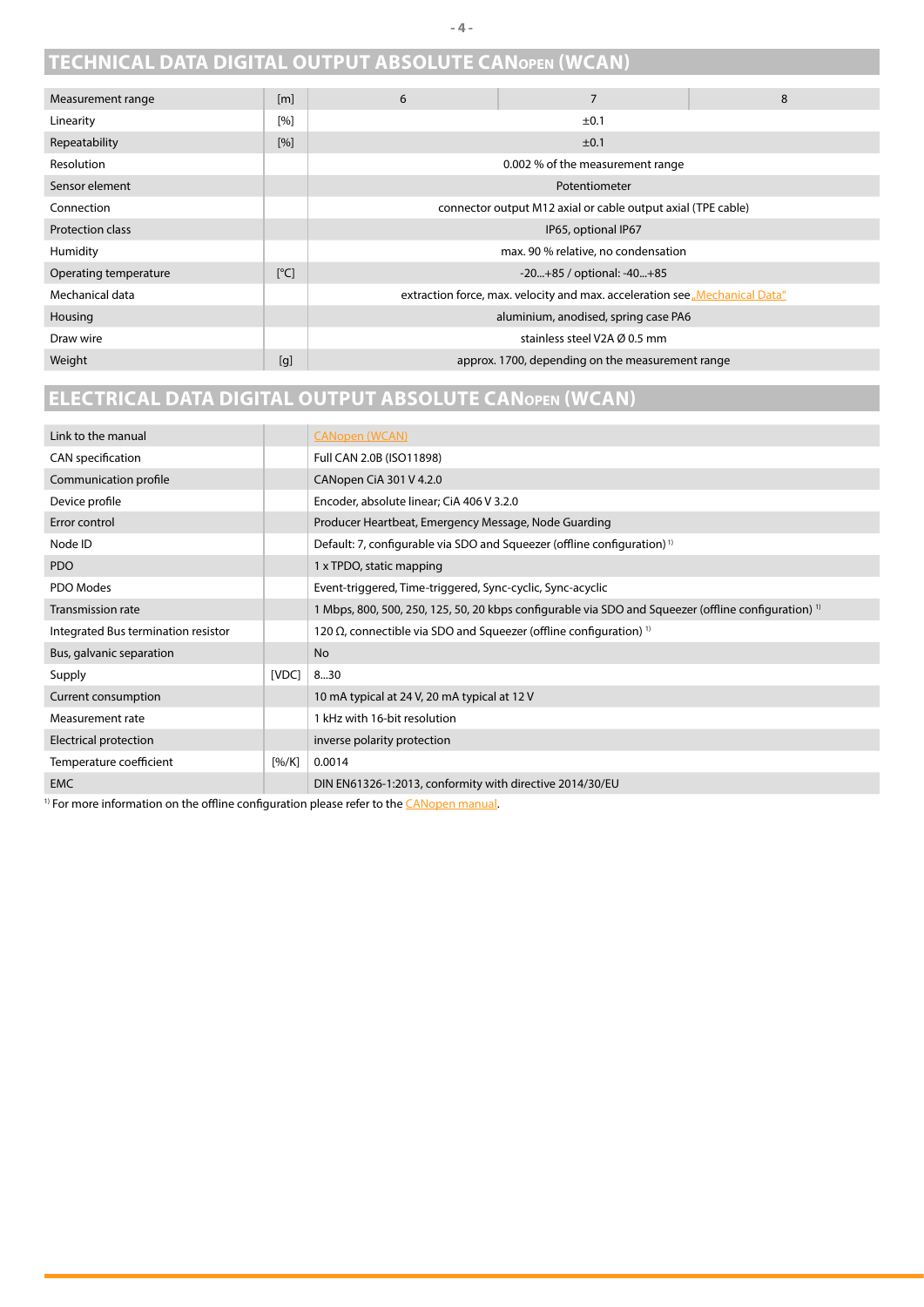## TECHNICAL DATA DIGITAL OUTPUT ABSOLUTE CANOPEN (WCAN)

| Measurement range | [m] | 6 | 7 | 8 |
|---|---|---|---|---|
| Linearity | [%] | ±0.1 | | |
| Repeatability | [%] | ±0.1 | | |
| Resolution | | 0.002 % of the measurement range | | |
| Sensor element | | Potentiometer | | |
| Connection | | connector output M12 axial or cable output axial (TPE cable) | | |
| Protection class | | IP65, optional IP67 | | |
| Humidity | | max. 90 % relative, no condensation | | |
| Operating temperature | [°C] | -20...+85 / optional: -40...+85 | | |
| Mechanical data | | extraction force, max. velocity and max. acceleration see „Mechanical Data" | | |
| Housing | | aluminium, anodised, spring case PA6 | | |
| Draw wire | | stainless steel V2A Ø 0.5 mm | | |
| Weight | [g] | approx. 1700, depending on the measurement range | | |

## ELECTRICAL DATA DIGITAL OUTPUT ABSOLUTE CANOPEN (WCAN)

| Link to the manual | | CANopen (WCAN) |
|---|---|---|
| CAN specification | | Full CAN 2.0B (ISO11898) |
| Communication profile | | CANopen CiA 301 V 4.2.0 |
| Device profile | | Encoder, absolute linear; CiA 406 V 3.2.0 |
| Error control | | Producer Heartbeat, Emergency Message, Node Guarding |
| Node ID | | Default: 7, configurable via SDO and Squeezer (offline configuration) [1] |
| PDO | | 1 x TPDO, static mapping |
| PDO Modes | | Event-triggered, Time-triggered, Sync-cyclic, Sync-acyclic |
| Transmission rate | | 1 Mbps, 800, 500, 250, 125, 50, 20 kbps configurable via SDO and Squeezer (offline configuration) [1] |
| Integrated Bus termination resistor | | 120 Ω, connectible via SDO and Squeezer (offline configuration) [1] |
| Bus, galvanic separation | | No |
| Supply | [VDC] | 8...30 |
| Current consumption | | 10 mA typical at 24 V, 20 mA typical at 12 V |
| Measurement rate | | 1 kHz with 16-bit resolution |
| Electrical protection | | inverse polarity protection |
| Temperature coefficient | [%/K] | 0.0014 |
| EMC | | DIN EN61326-1:2013, conformity with directive 2014/30/EU |

[1] For more information on the offline configuration please refer to the CANopen manual.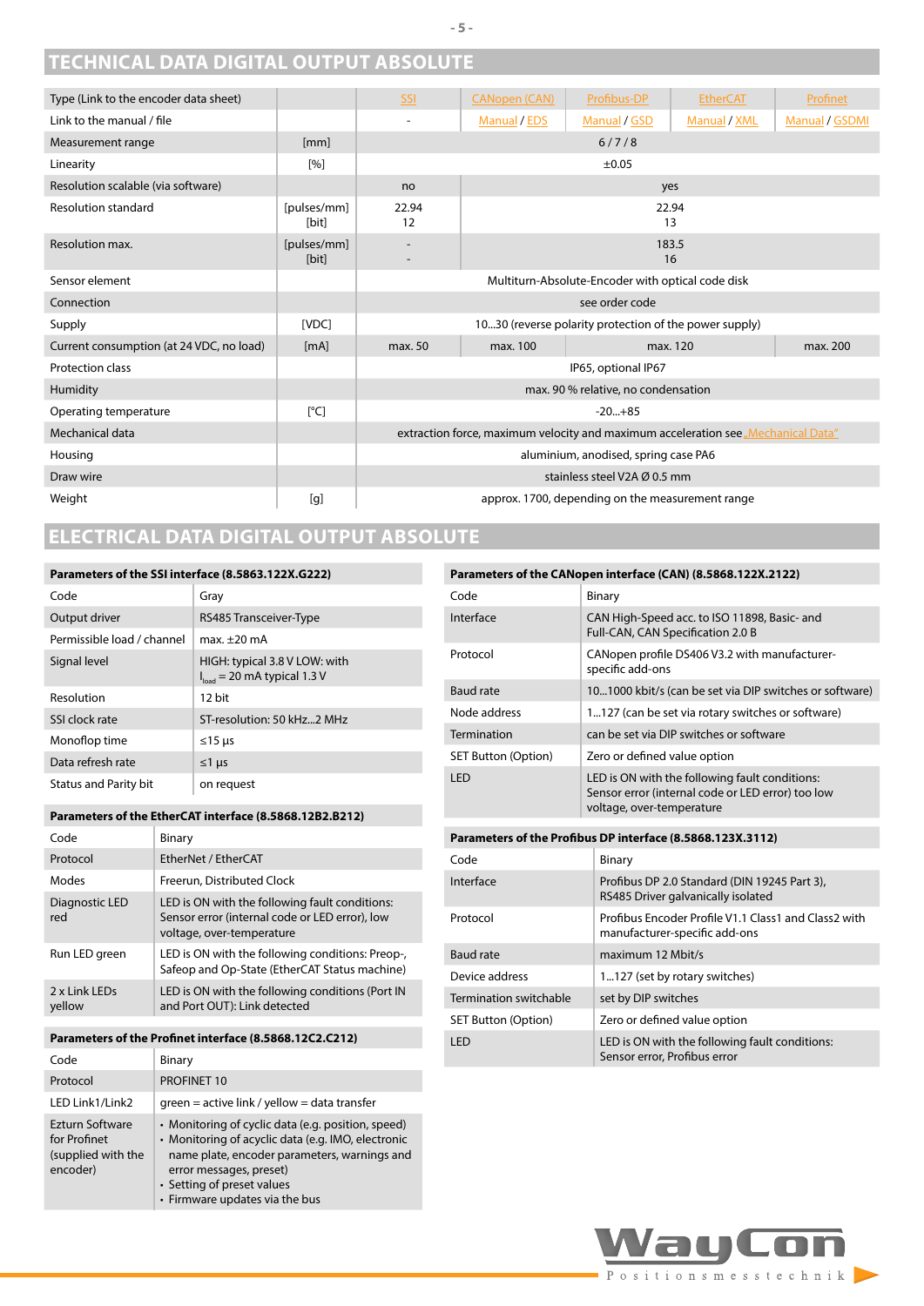# TECHNICAL DATA DIGITAL OUTPUT ABSOLUTE

| Type (Link to the encoder data sheet) | | SSI | CANopen (CAN) | Profibus-DP | EtherCAT | Profinet |
|---|---|---|---|---|---|---|
| Link to the manual / file | | - | Manual / EDS | Manual / GSD | Manual / XML | Manual / GSDMI |
| Measurement range | [mm] | 6 / 7 / 8 | | | | |
| Linearity | [%] | ±0.05 | | | | |
| Resolution scalable (via software) | | no | yes | | | |
| Resolution standard | [pulses/mm] [bit] | 22.94 12 | 22.94 13 | | | |
| Resolution max. | [pulses/mm] [bit] | - - | 183.5 16 | | | |
| Sensor element | | Multiturn-Absolute-Encoder with optical code disk | | | | |
| Connection | | see order code | | | | |
| Supply | [VDC] | 10...30 (reverse polarity protection of the power supply) | | | | |
| Current consumption (at 24 VDC, no load) | [mA] | max. 50 | max. 100 | max. 120 | | max. 200 |
| Protection class | | IP65, optional IP67 | | | | |
| Humidity | | max. 90 % relative, no condensation | | | | |
| Operating temperature | [°C] | -20...+85 | | | | |
| Mechanical data | | extraction force, maximum velocity and maximum acceleration see „Mechanical Data“ | | | | |
| Housing | | aluminium, anodised, spring case PA6 | | | | |
| Draw wire | | stainless steel V2A Ø 0.5 mm | | | | |
| Weight | [g] | approx. 1700, depending on the measurement range | | | | |

# ELECTRICAL DATA DIGITAL OUTPUT ABSOLUTE

| Parameters of the SSI interface (8.5863.122X.G222) | |
|---|---|
| Code | Gray |
| Output driver | RS485 Transceiver-Type |
| Permissible load / channel | max. ±20 mA |
| Signal level | HIGH: typical 3.8 V LOW: with $I_{load}$ = 20 mA typical 1.3 V |
| Resolution | 12 bit |
| SSI clock rate | ST-resolution: 50 kHz...2 MHz |
| Monoflop time | ≤15 µs |
| Data refresh rate | ≤1 µs |
| Status and Parity bit | on request |

| Parameters of the EtherCAT interface (8.5868.12B2.B212) | |
|---|---|
| Code | Binary |
| Protocol | EtherNet / EtherCAT |
| Modes | Freerun, Distributed Clock |
| Diagnostic LED red | LED is ON with the following fault conditions: Sensor error (internal code or LED error), low voltage, over-temperature |
| Run LED green | LED is ON with the following conditions: Preop-, Safeop and Op-State (EtherCAT Status machine) |
| 2 x Link LEDs yellow | LED is ON with the following conditions (Port IN and Port OUT): Link detected |

| Parameters of the Profinet interface (8.5868.12C2.C212) | |
|---|---|
| Code | Binary |
| Protocol | PROFINET 10 |
| LED Link1/Link2 | green = active link / yellow = data transfer |
| Ezturn Software for Profinet (supplied with the encoder) | • Monitoring of cyclic data (e.g. position, speed) • Monitoring of acyclic data (e.g. IMO, electronic name plate, encoder parameters, warnings and error messages, preset) • Setting of preset values • Firmware updates via the bus |

| Parameters of the CANopen interface (CAN) (8.5868.122X.2122) | |
|---|---|
| Code | Binary |
| Interface | CAN High-Speed acc. to ISO 11898, Basic- and Full-CAN, CAN Specification 2.0 B |
| Protocol | CANopen profile DS406 V3.2 with manufacturer-specific add-ons |
| Baud rate | 10...1000 kbit/s (can be set via DIP switches or software) |
| Node address | 1...127 (can be set via rotary switches or software) |
| Termination | can be set via DIP switches or software |
| SET Button (Option) | Zero or defined value option |
| LED | LED is ON with the following fault conditions: Sensor error (internal code or LED error) too low voltage, over-temperature |

| Parameters of the Profibus DP interface (8.5868.123X.3112) | |
|---|---|
| Code | Binary |
| Interface | Profibus DP 2.0 Standard (DIN 19245 Part 3), RS485 Driver galvanically isolated |
| Protocol | Profibus Encoder Profile V1.1 Class1 and Class2 with manufacturer-specific add-ons |
| Baud rate | maximum 12 Mbit/s |
| Device address | 1...127 (set by rotary switches) |
| Termination switchable | set by DIP switches |
| SET Button (Option) | Zero or defined value option |
| LED | LED is ON with the following fault conditions: Sensor error, Profibus error |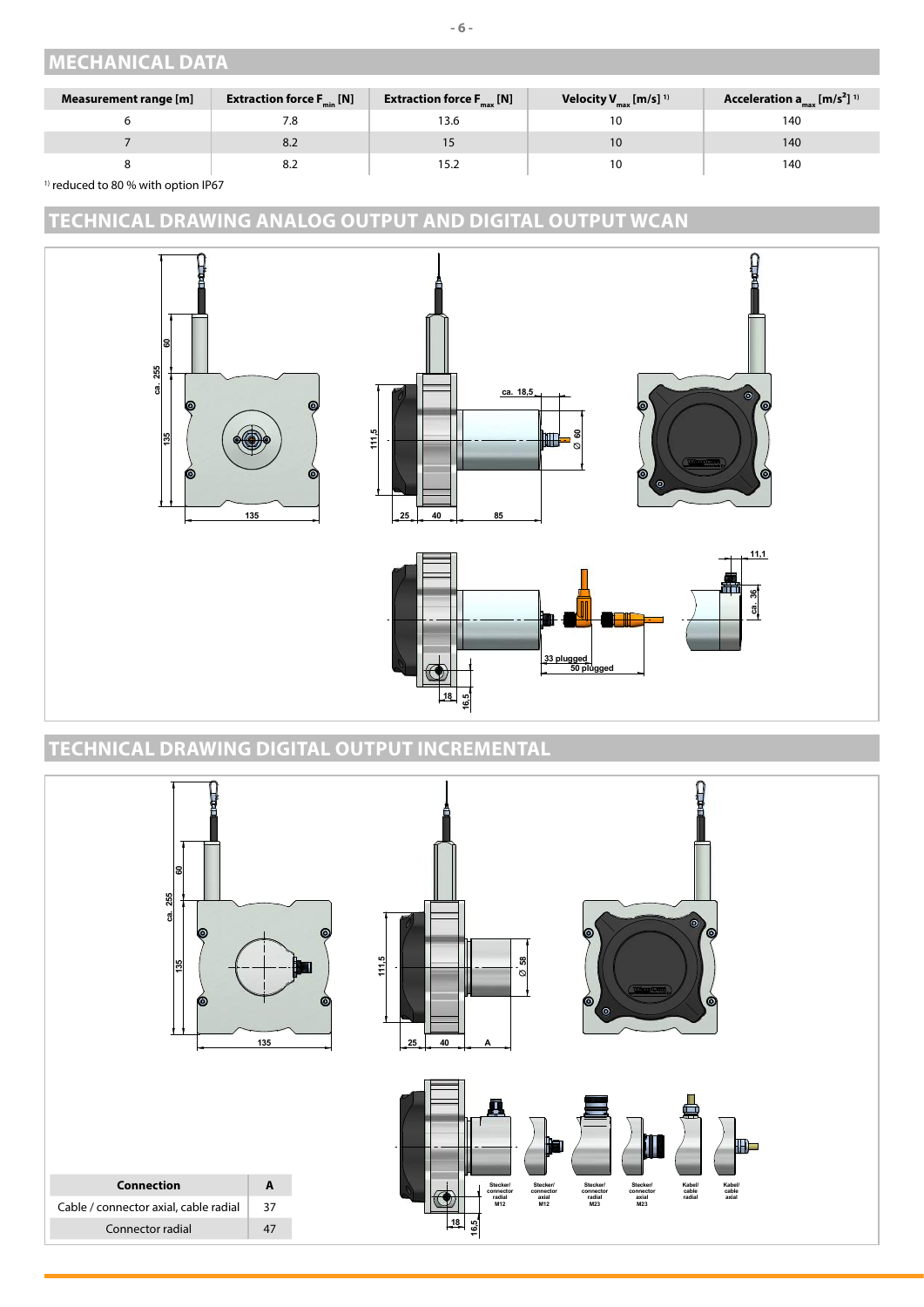## MECHANICAL DATA

| Measurement range [m] | Extraction force $F_{min}$ [N] | Extraction force $F_{max}$ [N] | Velocity $V_{max}$ [m/s] [1] | Acceleration $a_{max}$ [m/s$^2$] [1] |
|---|---|---|---|---|
| 6 | 7.8 | 13.6 | 10 | 140 |
| 7 | 8.2 | 15 | 10 | 140 |
| 8 | 8.2 | 15.2 | 10 | 140 |

[1] reduced to 80 % with option IP67

## TECHNICAL DRAWING ANALOG OUTPUT AND DIGITAL OUTPUT WCAN

ca. 255, 60, 135, 135, 111,5, 25, 40, 85, ca. 18,5, Ø 60, 33 plugged, 50 plugged, 18, 16,5, 11,1, ca. 36

## TECHNICAL DRAWING DIGITAL OUTPUT INCREMENTAL

ca. 255, 60, 135, 135, 111,5, 25, 40, A, Ø 58, 18, 16,5

Stecker/connector radial M12 · Stecker/connector axial M12 · Stecker/connector radial M23 · Stecker/connector axial M23 · Kabel/cable radial · Kabel/cable axial

| Connection | A |
|---|---|
| Cable / connector axial, cable radial | 37 |
| Connector radial | 47 |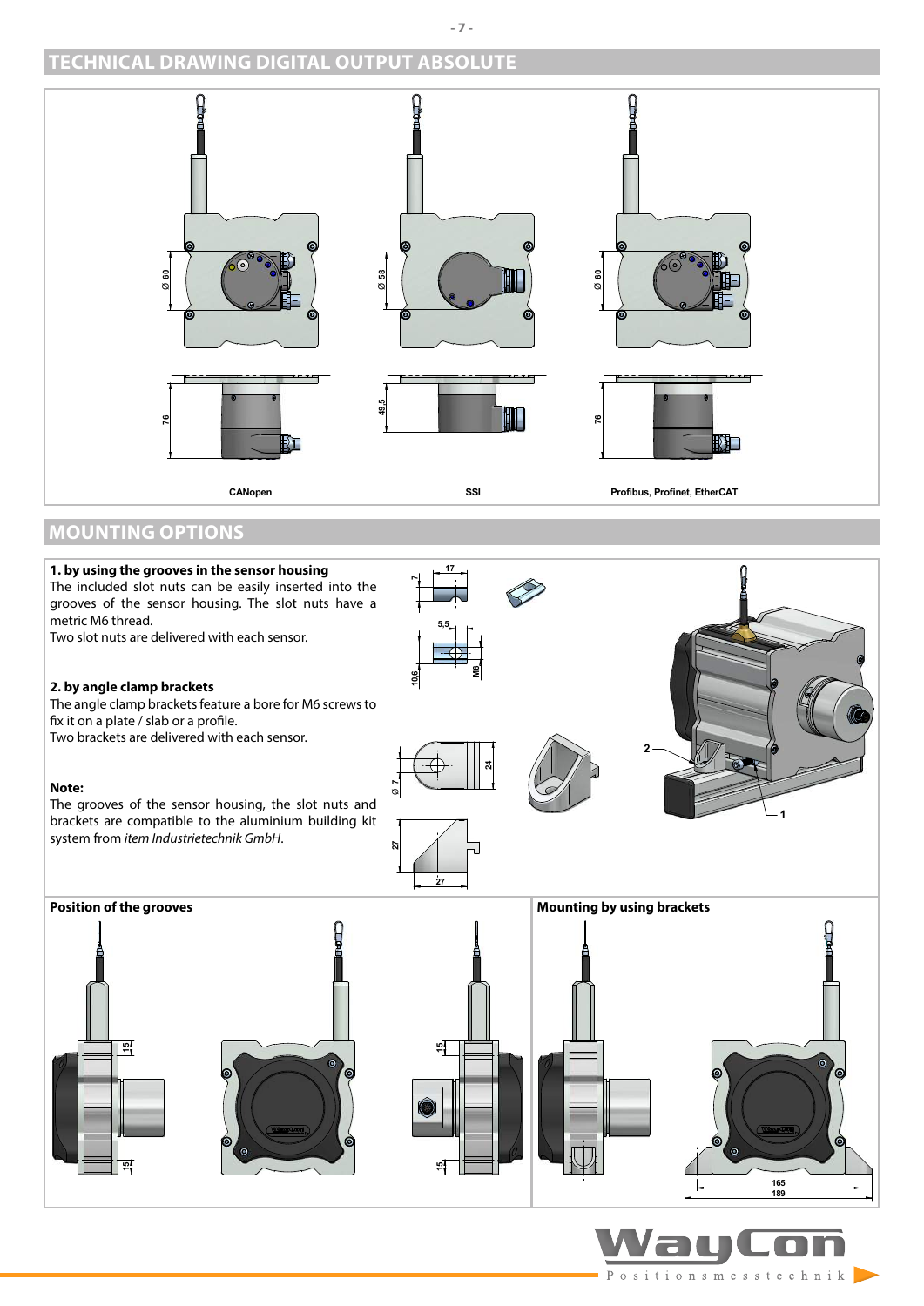## TECHNICAL DRAWING DIGITAL OUTPUT ABSOLUTE

CANopen

SSI

Profibus, Profinet, EtherCAT

## MOUNTING OPTIONS

**1. by using the grooves in the sensor housing**
The included slot nuts can be easily inserted into the grooves of the sensor housing. The slot nuts have a metric M6 thread.
Two slot nuts are delivered with each sensor.

**2. by angle clamp brackets**
The angle clamp brackets feature a bore for M6 screws to fix it on a plate / slab or a profile.
Two brackets are delivered with each sensor.

**Note:**
The grooves of the sensor housing, the slot nuts and brackets are compatible to the aluminium building kit system from *item Industrietechnik GmbH*.

**Position of the grooves**

**Mounting by using brackets**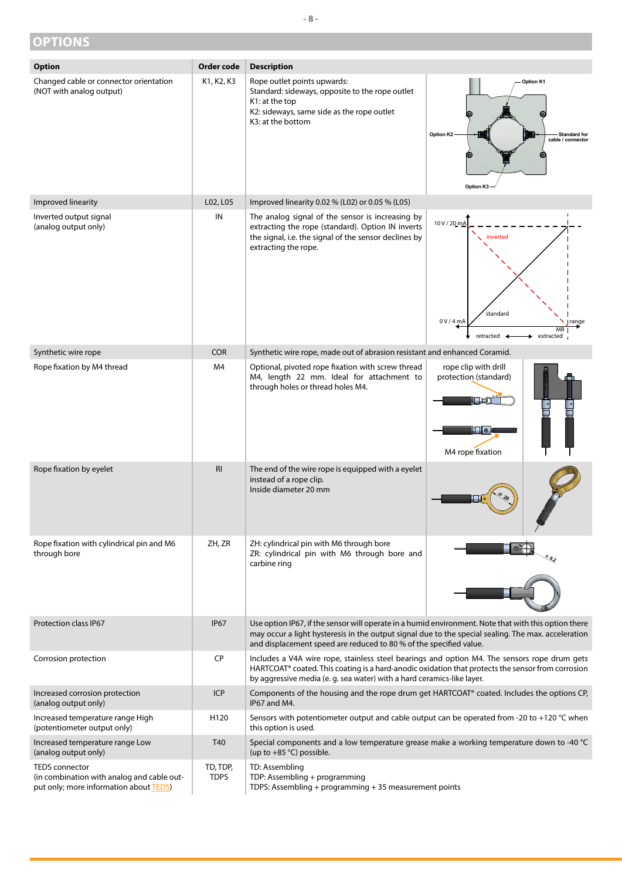## OPTIONS

| Option | Order code | Description |
|---|---|---|
| Changed cable or connector orientation (NOT with analog output) | K1, K2, K3 | Rope outlet points upwards: Standard: sideways, opposite to the rope outlet K1: at the top K2: sideways, same side as the rope outlet K3: at the bottom |
| Improved linearity | L02, L05 | Improved linearity 0.02 % (L02) or 0.05 % (L05) |
| Inverted output signal (analog output only) | IN | The analog signal of the sensor is increasing by extracting the rope (standard). Option IN inverts the signal, i.e. the signal of the sensor declines by extracting the rope. |
| Synthetic wire rope | COR | Synthetic wire rope, made out of abrasion resistant and enhanced Coramid. |
| Rope fixation by M4 thread | M4 | Optional, pivoted rope fixation with screw thread M4, length 22 mm. Ideal for attachment to through holes or thread holes M4. |
| Rope fixation by eyelet | RI | The end of the wire rope is equipped with a eyelet instead of a rope clip. Inside diameter 20 mm |
| Rope fixation with cylindrical pin and M6 through bore | ZH, ZR | ZH: cylindrical pin with M6 through bore ZR: cylindrical pin with M6 through bore and carbine ring |
| Protection class IP67 | IP67 | Use option IP67, if the sensor will operate in a humid environment. Note that with this option there may occur a light hysteresis in the output signal due to the special sealing. The max. acceleration and displacement speed are reduced to 80 % of the specified value. |
| Corrosion protection | CP | Includes a V4A wire rope, stainless steel bearings and option M4. The sensors rope drum gets HARTCOAT® coated. This coating is a hard-anodic oxidation that protects the sensor from corrosion by aggressive media (e. g. sea water) with a hard ceramics-like layer. |
| Increased corrosion protection (analog output only) | ICP | Components of the housing and the rope drum get HARTCOAT® coated. Includes the options CP, IP67 and M4. |
| Increased temperature range High (potentiometer output only) | H120 | Sensors with potentiometer output and cable output can be operated from -20 to +120 °C when this option is used. |
| Increased temperature range Low (analog output only) | T40 | Special components and a low temperature grease make a working temperature down to -40 °C (up to +85 °C) possible. |
| TEDS connector (in combination with analog and cable output only; more information about TEDS) | TD, TDP, TDPS | TD: Assembling TDP: Assembling + programming TDPS: Assembling + programming + 35 measurement points |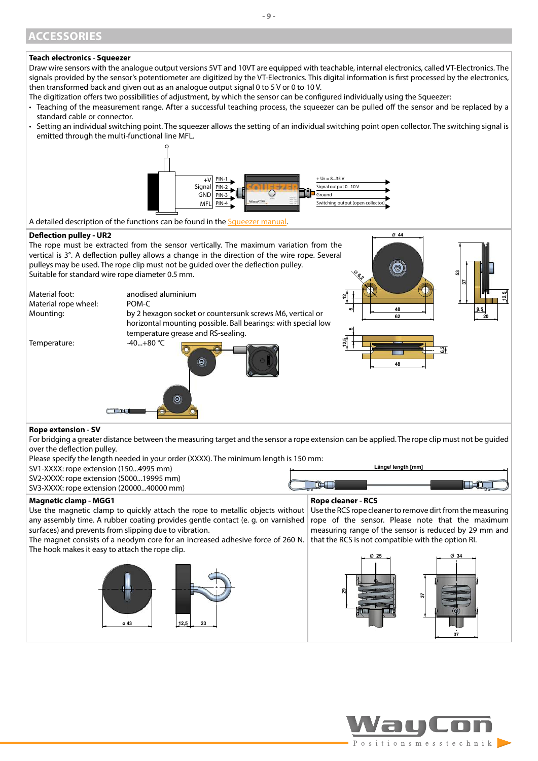# ACCESSORIES

### Teach electronics - Squeezer

Draw wire sensors with the analogue output versions 5VT and 10VT are equipped with teachable, internal electronics, called VT-Electronics. The signals provided by the sensor's potentiometer are digitized by the VT-Electronics. This digital information is first processed by the electronics, then transformed back and given out as an analogue output signal 0 to 5 V or 0 to 10 V.
The digitization offers two possibilities of adjustment, by which the sensor can be configured individually using the Squeezer:

- Teaching of the measurement range. After a successful teaching process, the squeezer can be pulled off the sensor and be replaced by a standard cable or connector.
- Setting an individual switching point. The squeezer allows the setting of an individual switching point open collector. The switching signal is emitted through the multi-functional line MFL.

| Sensor | Pin | Squeezer output |
|---|---|---|
| +V | PIN-1 | + $U_B$ = 8...35 V |
| Signal | PIN-2 | Signal output 0...10 V |
| GND | PIN-3 | Ground |
| MFL | PIN-4 | Switching output (open collector) |

A detailed description of the functions can be found in the Squeezer manual.

### Deflection pulley - UR2

The rope must be extracted from the sensor vertically. The maximum variation from the vertical is 3°. A deflection pulley allows a change in the direction of the wire rope. Several pulleys may be used. The rope clip must not be guided over the deflection pulley.
Suitable for standard wire rope diameter 0.5 mm.

| | |
|---|---|
| Material foot: | anodised aluminium |
| Material rope wheel: | POM-C |
| Mounting: | by 2 hexagon socket or countersunk screws M6, vertical or horizontal mounting possible. Ball bearings: with special low temperature grease and RS-sealing. |
| Temperature: | -40...+80 °C |

### Rope extension - SV

For bridging a greater distance between the measuring target and the sensor a rope extension can be applied. The rope clip must not be guided over the deflection pulley.
Please specify the length needed in your order (XXXX). The minimum length is 150 mm:
SV1-XXXX: rope extension (150...4995 mm)
SV2-XXXX: rope extension (5000...19995 mm)
SV3-XXXX: rope extension (20000...40000 mm)

Länge/ length [mm]

### Magnetic clamp - MGG1

Use the magnetic clamp to quickly attach the rope to metallic objects without any assembly time. A rubber coating provides gentle contact (e. g. on varnished surfaces) and prevents from slipping due to vibration.
The magnet consists of a neodym core for an increased adhesive force of 260 N. The hook makes it easy to attach the rope clip.

### Rope cleaner - RCS

Use the RCS rope cleaner to remove dirt from the measuring rope of the sensor. Please note that the maximum measuring range of the sensor is reduced by 29 mm and that the RCS is not compatible with the option RI.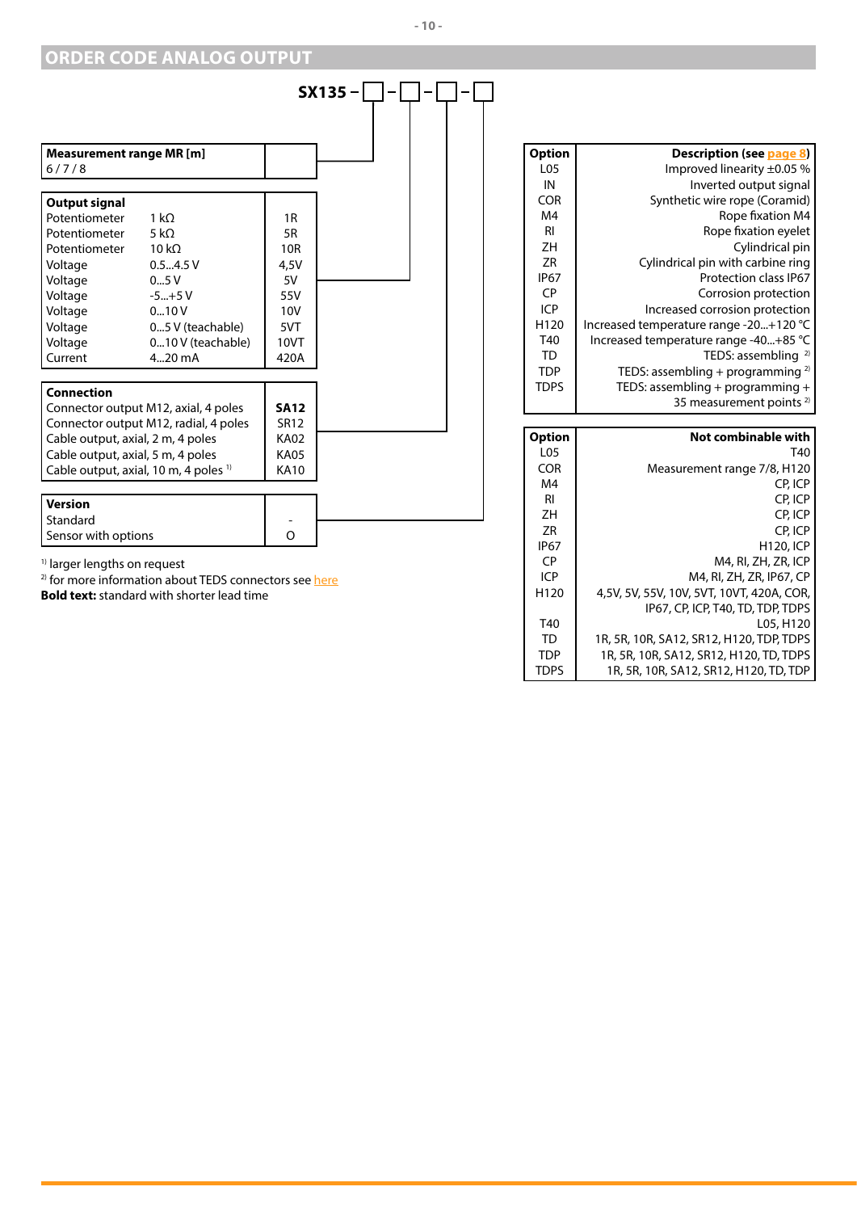## ORDER CODE ANALOG OUTPUT

**SX135 – ☐ – ☐ – ☐ – ☐**

| **Measurement range MR [m]** | |
|---|---|
| 6 / 7 / 8 | |

| **Output signal** | | |
|---|---|---|
| Potentiometer | 1 kΩ | 1R |
| Potentiometer | 5 kΩ | 5R |
| Potentiometer | 10 kΩ | 10R |
| Voltage | 0.5...4.5 V | 4,5V |
| Voltage | 0...5 V | 5V |
| Voltage | -5...+5 V | 55V |
| Voltage | 0...10 V | 10V |
| Voltage | 0...5 V (teachable) | 5VT |
| Voltage | 0...10 V (teachable) | 10VT |
| Current | 4...20 mA | 420A |

| **Connection** | |
|---|---|
| Connector output M12, axial, 4 poles | **SA12** |
| Connector output M12, radial, 4 poles | SR12 |
| Cable output, axial, 2 m, 4 poles | KA02 |
| Cable output, axial, 5 m, 4 poles | KA05 |
| Cable output, axial, 10 m, 4 poles [1] | KA10 |

| **Version** | |
|---|---|
| Standard | - |
| Sensor with options | O |

[1] larger lengths on request
[2] for more information about TEDS connectors see here
**Bold text:** standard with shorter lead time

| **Option** | **Description (see page 8)** |
|---|---|
| L05 | Improved linearity ±0.05 % |
| IN | Inverted output signal |
| COR | Synthetic wire rope (Coramid) |
| M4 | Rope fixation M4 |
| RI | Rope fixation eyelet |
| ZH | Cylindrical pin |
| ZR | Cylindrical pin with carbine ring |
| IP67 | Protection class IP67 |
| CP | Corrosion protection |
| ICP | Increased corrosion protection |
| H120 | Increased temperature range -20...+120 °C |
| T40 | Increased temperature range -40...+85 °C |
| TD | TEDS: assembling [2] |
| TDP | TEDS: assembling + programming [2] |
| TDPS | TEDS: assembling + programming + 35 measurement points [2] |

| **Option** | **Not combinable with** |
|---|---|
| L05 | T40 |
| COR | Measurement range 7/8, H120 |
| M4 | CP, ICP |
| RI | CP, ICP |
| ZH | CP, ICP |
| ZR | CP, ICP |
| IP67 | H120, ICP |
| CP | M4, RI, ZH, ZR, ICP |
| ICP | M4, RI, ZH, ZR, IP67, CP |
| H120 | 4,5V, 5V, 55V, 10V, 5VT, 10VT, 420A, COR, IP67, CP, ICP, T40, TD, TDP, TDPS |
| T40 | L05, H120 |
| TD | 1R, 5R, 10R, SA12, SR12, H120, TDP, TDPS |
| TDP | 1R, 5R, 10R, SA12, SR12, H120, TD, TDPS |
| TDPS | 1R, 5R, 10R, SA12, SR12, H120, TD, TDP |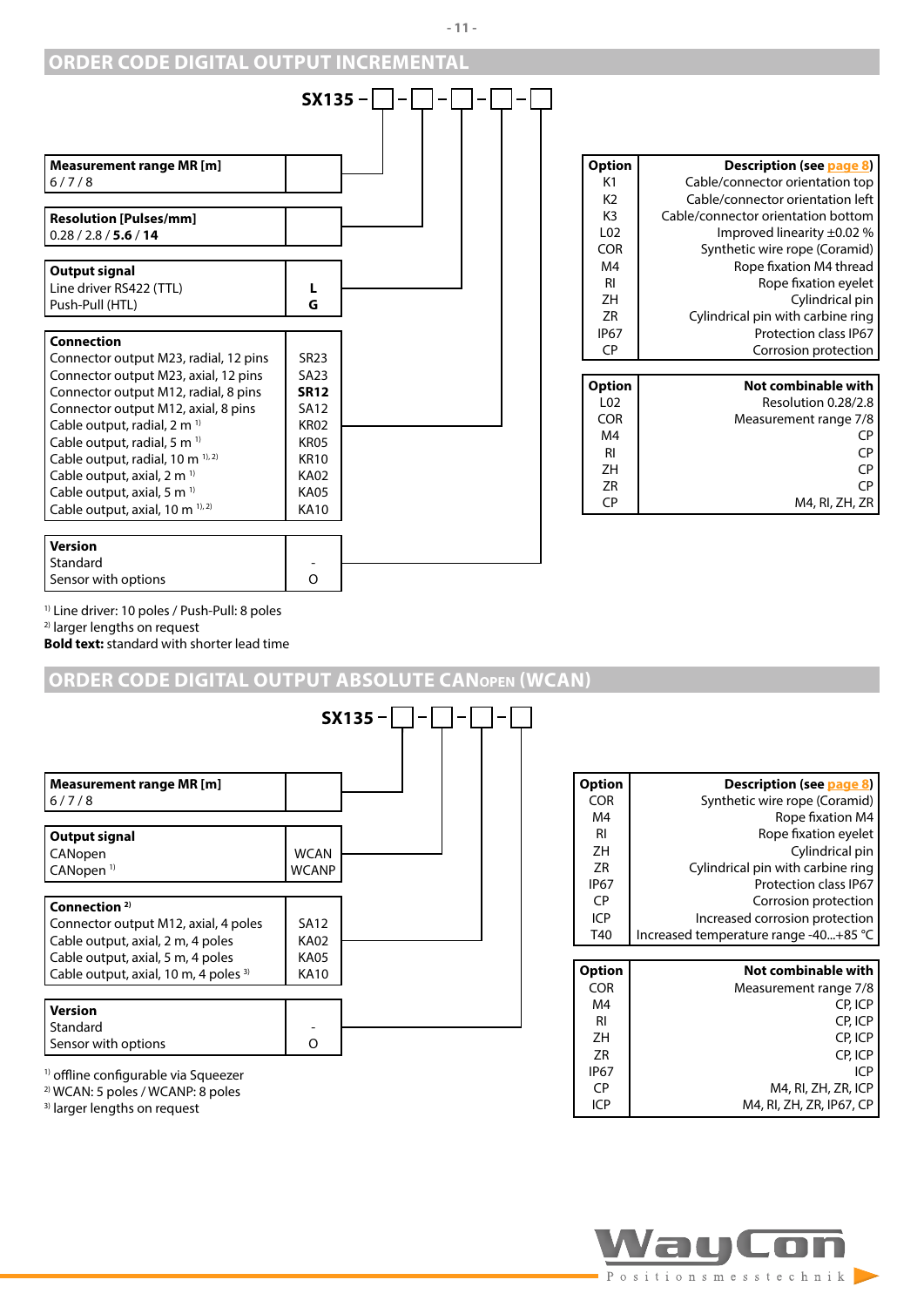## ORDER CODE DIGITAL OUTPUT INCREMENTAL

**SX135 – ☐ – ☐ – ☐ – ☐ – ☐**

| **Measurement range MR [m]** | |
|---|---|
| 6 / 7 / 8 | |

| **Resolution [Pulses/mm]** | |
|---|---|
| 0.28 / 2.8 / **5.6** / **14** | |

| **Output signal** | |
|---|---|
| Line driver RS422 (TTL) | **L** |
| Push-Pull (HTL) | **G** |

| **Connection** | |
|---|---|
| Connector output M23, radial, 12 pins | SR23 |
| Connector output M23, axial, 12 pins | SA23 |
| Connector output M12, radial, 8 pins | **SR12** |
| Connector output M12, axial, 8 pins | SA12 |
| Cable output, radial, 2 m [1] | KR02 |
| Cable output, radial, 5 m [1] | KR05 |
| Cable output, radial, 10 m [1,2] | KR10 |
| Cable output, axial, 2 m [1] | KA02 |
| Cable output, axial, 5 m [1] | KA05 |
| Cable output, axial, 10 m [1,2] | KA10 |

| **Version** | |
|---|---|
| Standard | - |
| Sensor with options | O |

[1] Line driver: 10 poles / Push-Pull: 8 poles
[2] larger lengths on request
**Bold text:** standard with shorter lead time

| Option | Description (see page 8) |
|---|---|
| K1 | Cable/connector orientation top |
| K2 | Cable/connector orientation left |
| K3 | Cable/connector orientation bottom |
| L02 | Improved linearity ±0.02 % |
| COR | Synthetic wire rope (Coramid) |
| M4 | Rope fixation M4 thread |
| RI | Rope fixation eyelet |
| ZH | Cylindrical pin |
| ZR | Cylindrical pin with carbine ring |
| IP67 | Protection class IP67 |
| CP | Corrosion protection |

| Option | Not combinable with |
|---|---|
| L02 | Resolution 0.28/2.8 |
| COR | Measurement range 7/8 |
| M4 | CP |
| RI | CP |
| ZH | CP |
| ZR | CP |
| CP | M4, RI, ZH, ZR |

## ORDER CODE DIGITAL OUTPUT ABSOLUTE CANopen (WCAN)

**SX135 – ☐ – ☐ – ☐ – ☐**

| **Measurement range MR [m]** | |
|---|---|
| 6 / 7 / 8 | |

| **Output signal** | |
|---|---|
| CANopen | WCAN |
| CANopen [1] | WCANP |

| **Connection [2]** | |
|---|---|
| Connector output M12, axial, 4 poles | SA12 |
| Cable output, axial, 2 m, 4 poles | KA02 |
| Cable output, axial, 5 m, 4 poles | KA05 |
| Cable output, axial, 10 m, 4 poles [3] | KA10 |

| **Version** | |
|---|---|
| Standard | - |
| Sensor with options | O |

[1] offline configurable via Squeezer
[2] WCAN: 5 poles / WCANP: 8 poles
[3] larger lengths on request

| Option | Description (see page 8) |
|---|---|
| COR | Synthetic wire rope (Coramid) |
| M4 | Rope fixation M4 |
| RI | Rope fixation eyelet |
| ZH | Cylindrical pin |
| ZR | Cylindrical pin with carbine ring |
| IP67 | Protection class IP67 |
| CP | Corrosion protection |
| ICP | Increased corrosion protection |
| T40 | Increased temperature range -40...+85 °C |

| Option | Not combinable with |
|---|---|
| COR | Measurement range 7/8 |
| M4 | CP, ICP |
| RI | CP, ICP |
| ZH | CP, ICP |
| ZR | CP, ICP |
| IP67 | ICP |
| CP | M4, RI, ZH, ZR, ICP |
| ICP | M4, RI, ZH, ZR, IP67, CP |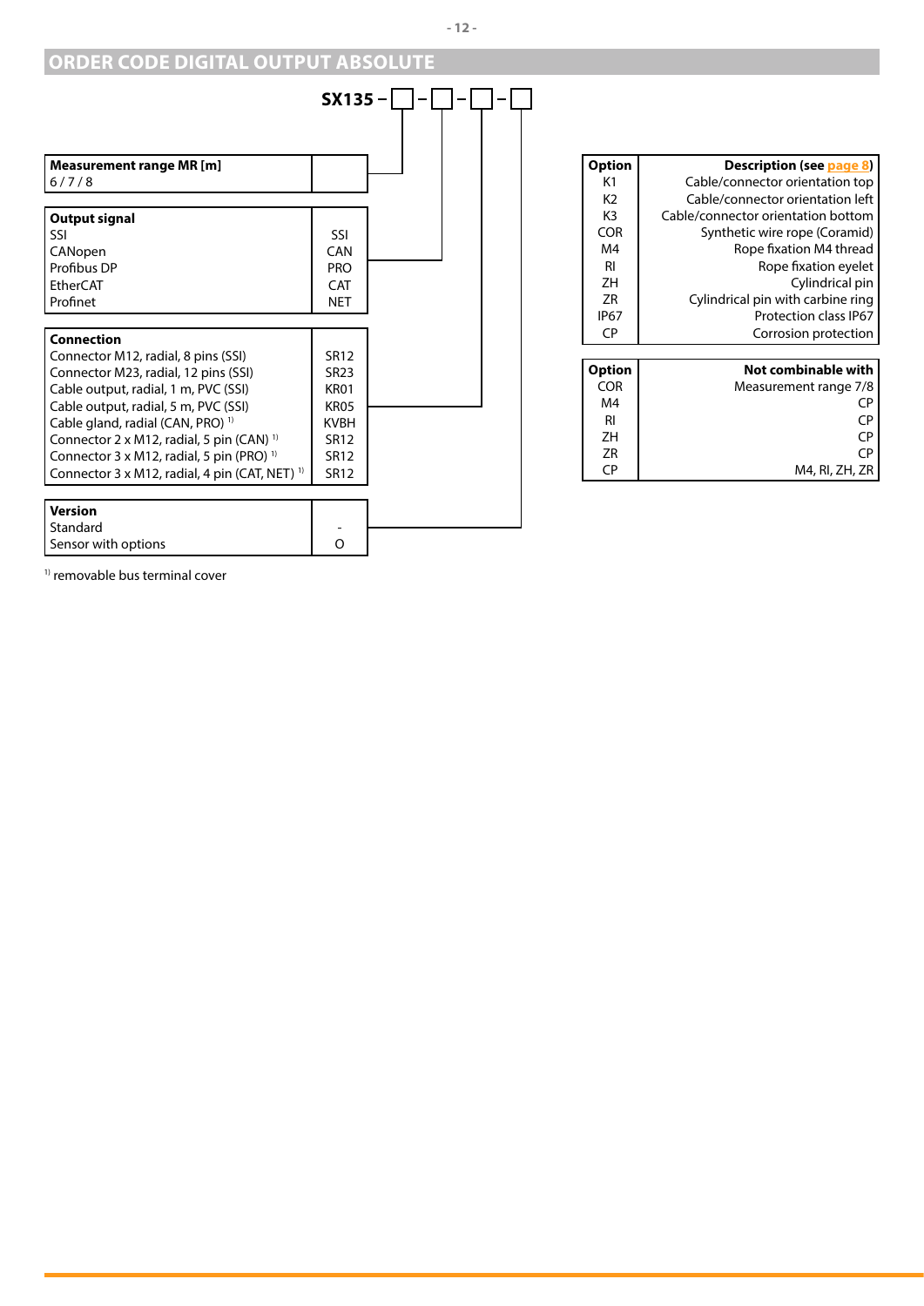## ORDER CODE DIGITAL OUTPUT ABSOLUTE

**SX135 – ☐ – ☐ – ☐ – ☐**

| **Measurement range MR [m]** | |
|---|---|
| 6 / 7 / 8 | |

| **Output signal** | |
|---|---|
| SSI | SSI |
| CANopen | CAN |
| Profibus DP | PRO |
| EtherCAT | CAT |
| Profinet | NET |

| **Connection** | |
|---|---|
| Connector M12, radial, 8 pins (SSI) | SR12 |
| Connector M23, radial, 12 pins (SSI) | SR23 |
| Cable output, radial, 1 m, PVC (SSI) | KR01 |
| Cable output, radial, 5 m, PVC (SSI) | KR05 |
| Cable gland, radial (CAN, PRO) [1] | KVBH |
| Connector 2 x M12, radial, 5 pin (CAN) [1] | SR12 |
| Connector 3 x M12, radial, 5 pin (PRO) [1] | SR12 |
| Connector 3 x M12, radial, 4 pin (CAT, NET) [1] | SR12 |

| **Version** | |
|---|---|
| Standard | - |
| Sensor with options | O |

[1] removable bus terminal cover

| **Option** | **Description (see page 8)** |
|---|---|
| K1 | Cable/connector orientation top |
| K2 | Cable/connector orientation left |
| K3 | Cable/connector orientation bottom |
| COR | Synthetic wire rope (Coramid) |
| M4 | Rope fixation M4 thread |
| RI | Rope fixation eyelet |
| ZH | Cylindrical pin |
| ZR | Cylindrical pin with carbine ring |
| IP67 | Protection class IP67 |
| CP | Corrosion protection |

| **Option** | **Not combinable with** |
|---|---|
| COR | Measurement range 7/8 |
| M4 | CP |
| RI | CP |
| ZH | CP |
| ZR | CP |
| CP | M4, RI, ZH, ZR |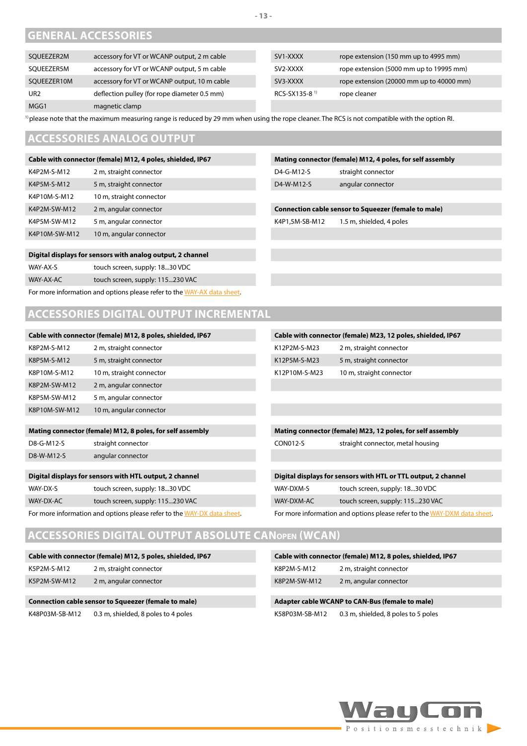## GENERAL ACCESSORIES

| | |
|---|---|
| SQUEEZER2M | accessory for VT or WCANP output, 2 m cable |
| SQUEEZER5M | accessory for VT or WCANP output, 5 m cable |
| SQUEEZER10M | accessory for VT or WCANP output, 10 m cable |
| UR2 | deflection pulley (for rope diameter 0.5 mm) |
| MGG1 | magnetic clamp |

| | |
|---|---|
| SV1-XXXX | rope extension (150 mm up to 4995 mm) |
| SV2-XXXX | rope extension (5000 mm up to 19995 mm) |
| SV3-XXXX | rope extension (20000 mm up to 40000 mm) |
| RCS-SX135-8 [1] | rope cleaner |

[1] please note that the maximum measuring range is reduced by 29 mm when using the rope cleaner. The RCS is not compatible with the option RI.

## ACCESSORIES ANALOG OUTPUT

| **Cable with connector (female) M12, 4 poles, shielded, IP67** | |
|---|---|
| K4P2M-S-M12 | 2 m, straight connector |
| K4P5M-S-M12 | 5 m, straight connector |
| K4P10M-S-M12 | 10 m, straight connector |
| K4P2M-SW-M12 | 2 m, angular connector |
| K4P5M-SW-M12 | 5 m, angular connector |
| K4P10M-SW-M12 | 10 m, angular connector |

| **Digital displays for sensors with analog output, 2 channel** | |
|---|---|
| WAY-AX-S | touch screen, supply: 18...30 VDC |
| WAY-AX-AC | touch screen, supply: 115...230 VAC |

For more information and options please refer to the WAY-AX data sheet.

| **Mating connector (female) M12, 4 poles, for self assembly** | |
|---|---|
| D4-G-M12-S | straight connector |
| D4-W-M12-S | angular connector |

| **Connection cable sensor to Squeezer (female to male)** | |
|---|---|
| K4P1,5M-SB-M12 | 1.5 m, shielded, 4 poles |

## ACCESSORIES DIGITAL OUTPUT INCREMENTAL

| **Cable with connector (female) M12, 8 poles, shielded, IP67** | |
|---|---|
| K8P2M-S-M12 | 2 m, straight connector |
| K8P5M-S-M12 | 5 m, straight connector |
| K8P10M-S-M12 | 10 m, straight connector |
| K8P2M-SW-M12 | 2 m, angular connector |
| K8P5M-SW-M12 | 5 m, angular connector |
| K8P10M-SW-M12 | 10 m, angular connector |

| **Mating connector (female) M12, 8 poles, for self assembly** | |
|---|---|
| D8-G-M12-S | straight connector |
| D8-W-M12-S | angular connector |

| **Digital displays for sensors with HTL output, 2 channel** | |
|---|---|
| WAY-DX-S | touch screen, supply: 18...30 VDC |
| WAY-DX-AC | touch screen, supply: 115...230 VAC |

For more information and options please refer to the WAY-DX data sheet.

| **Cable with connector (female) M23, 12 poles, shielded, IP67** | |
|---|---|
| K12P2M-S-M23 | 2 m, straight connector |
| K12P5M-S-M23 | 5 m, straight connector |
| K12P10M-S-M23 | 10 m, straight connector |

| **Mating connector (female) M23, 12 poles, for self assembly** | |
|---|---|
| CON012-S | straight connector, metal housing |

| **Digital displays for sensors with HTL or TTL output, 2 channel** | |
|---|---|
| WAY-DXM-S | touch screen, supply: 18...30 VDC |
| WAY-DXM-AC | touch screen, supply: 115...230 VAC |

For more information and options please refer to the WAY-DXM data sheet.

## ACCESSORIES DIGITAL OUTPUT ABSOLUTE CANopen (WCAN)

| **Cable with connector (female) M12, 5 poles, shielded, IP67** | |
|---|---|
| K5P2M-S-M12 | 2 m, straight connector |
| K5P2M-SW-M12 | 2 m, angular connector |

| **Connection cable sensor to Squeezer (female to male)** | |
|---|---|
| K48P03M-SB-M12 | 0.3 m, shielded, 8 poles to 4 poles |

| **Cable with connector (female) M12, 8 poles, shielded, IP67** | |
|---|---|
| K8P2M-S-M12 | 2 m, straight connector |
| K8P2M-SW-M12 | 2 m, angular connector |

| **Adapter cable WCANP to CAN-Bus (female to male)** | |
|---|---|
| K58P03M-SB-M12 | 0.3 m, shielded, 8 poles to 5 poles |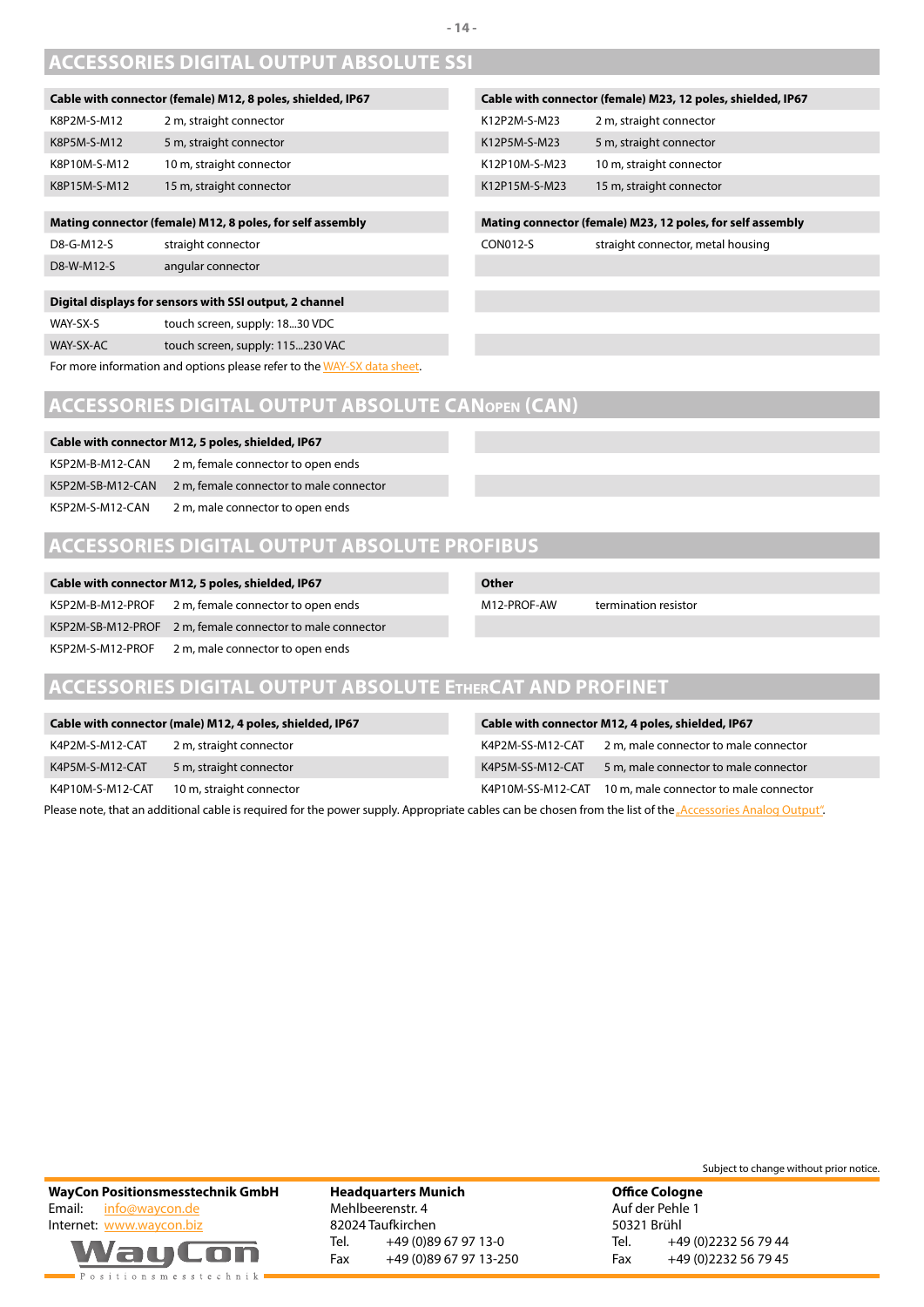## ACCESSORIES DIGITAL OUTPUT ABSOLUTE SSI

| Cable with connector (female) M12, 8 poles, shielded, IP67 | |
|---|---|
| K8P2M-S-M12 | 2 m, straight connector |
| K8P5M-S-M12 | 5 m, straight connector |
| K8P10M-S-M12 | 10 m, straight connector |
| K8P15M-S-M12 | 15 m, straight connector |

| Mating connector (female) M12, 8 poles, for self assembly | |
|---|---|
| D8-G-M12-S | straight connector |
| D8-W-M12-S | angular connector |

| Digital displays for sensors with SSI output, 2 channel | |
|---|---|
| WAY-SX-S | touch screen, supply: 18...30 VDC |
| WAY-SX-AC | touch screen, supply: 115...230 VAC |

For more information and options please refer to the WAY-SX data sheet.

| Cable with connector (female) M23, 12 poles, shielded, IP67 | |
|---|---|
| K12P2M-S-M23 | 2 m, straight connector |
| K12P5M-S-M23 | 5 m, straight connector |
| K12P10M-S-M23 | 10 m, straight connector |
| K12P15M-S-M23 | 15 m, straight connector |

| Mating connector (female) M23, 12 poles, for self assembly | |
|---|---|
| CON012-S | straight connector, metal housing |

## ACCESSORIES DIGITAL OUTPUT ABSOLUTE CANOPEN (CAN)

| Cable with connector M12, 5 poles, shielded, IP67 | |
|---|---|
| K5P2M-B-M12-CAN | 2 m, female connector to open ends |
| K5P2M-SB-M12-CAN | 2 m, female connector to male connector |
| K5P2M-S-M12-CAN | 2 m, male connector to open ends |

## ACCESSORIES DIGITAL OUTPUT ABSOLUTE PROFIBUS

| Cable with connector M12, 5 poles, shielded, IP67 | |
|---|---|
| K5P2M-B-M12-PROF | 2 m, female connector to open ends |
| K5P2M-SB-M12-PROF | 2 m, female connector to male connector |
| K5P2M-S-M12-PROF | 2 m, male connector to open ends |

| Other | |
|---|---|
| M12-PROF-AW | termination resistor |

## ACCESSORIES DIGITAL OUTPUT ABSOLUTE ETHERCAT AND PROFINET

| Cable with connector (male) M12, 4 poles, shielded, IP67 | |
|---|---|
| K4P2M-S-M12-CAT | 2 m, straight connector |
| K4P5M-S-M12-CAT | 5 m, straight connector |
| K4P10M-S-M12-CAT | 10 m, straight connector |

| Cable with connector M12, 4 poles, shielded, IP67 | |
|---|---|
| K4P2M-SS-M12-CAT | 2 m, male connector to male connector |
| K4P5M-SS-M12-CAT | 5 m, male connector to male connector |
| K4P10M-SS-M12-CAT | 10 m, male connector to male connector |

Please note, that an additional cable is required for the power supply. Appropriate cables can be chosen from the list of the „Accessories Analog Output".

Subject to change without prior notice.

**WayCon Positionsmesstechnik GmbH**
Email: info@waycon.de
Internet: www.waycon.biz

**Headquarters Munich**
Mehlbeerenstr. 4
82024 Taufkirchen
Tel. +49 (0)89 67 97 13-0
Fax +49 (0)89 67 97 13-250

**Office Cologne**
Auf der Pehle 1
50321 Brühl
Tel. +49 (0)2232 56 79 44
Fax +49 (0)2232 56 79 45